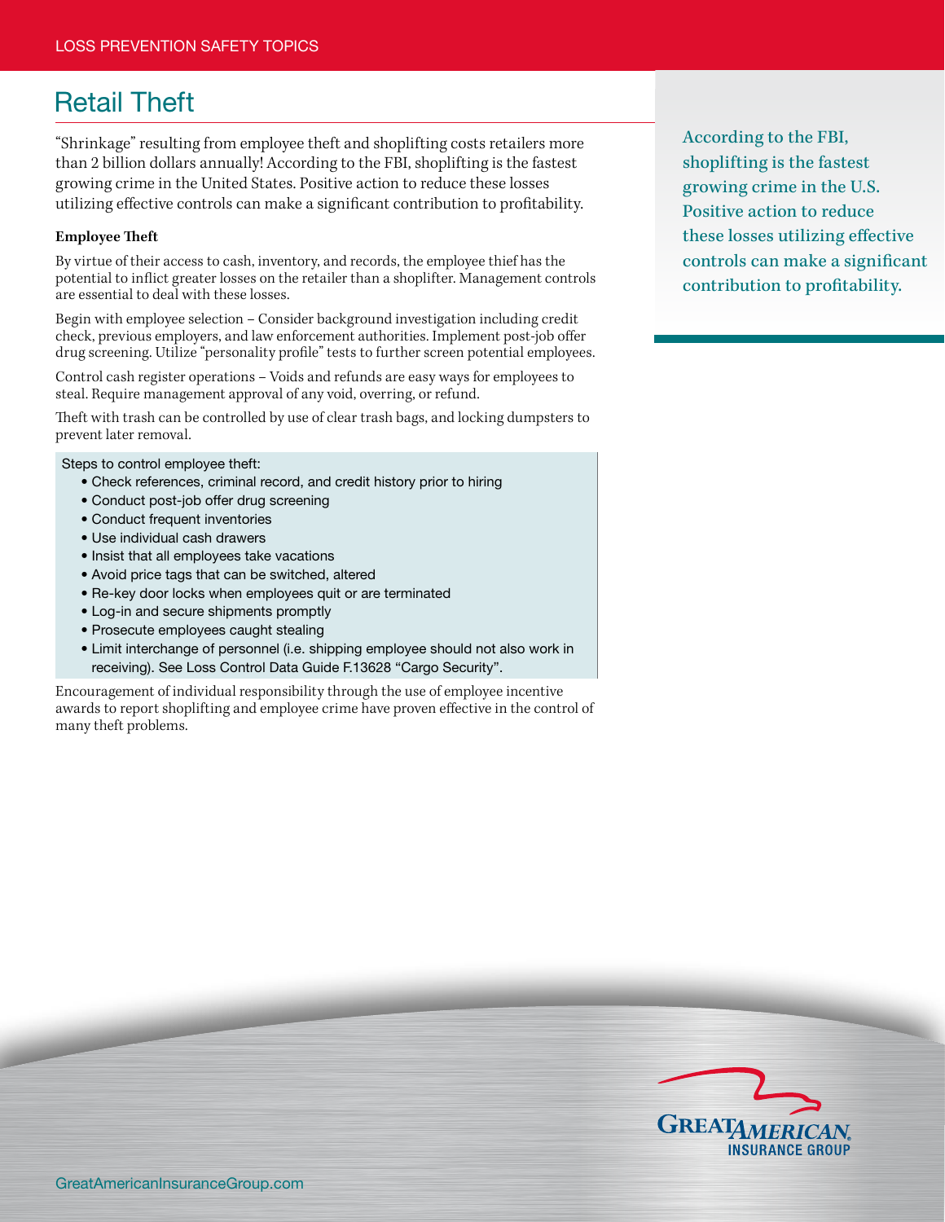# Retail Theft

"Shrinkage" resulting from employee theft and shoplifting costs retailers more than 2 billion dollars annually! According to the FBI, shoplifting is the fastest growing crime in the United States. Positive action to reduce these losses utilizing effective controls can make a significant contribution to profitability.

According to the FBI, shoplifting is the fastest growing crime in the U.S. Positive action to reduce these losses utilizing effective controls can make a significant contribution to profitability.

**Employee Theft**

By virtue of their access to cash, inventory, and records, the employee thief has the potential to inflict greater losses on the retailer than a shoplifter. Management controls are essential to deal with these losses.

Begin with employee selection – Consider background investigation including credit check, previous employers, and law enforcement authorities. Implement post-job offer drug screening. Utilize "personality profile" tests to further screen potential employees.

Control cash register operations – Voids and refunds are easy ways for employees to steal. Require management approval of any void, overring, or refund.

Theft with trash can be controlled by use of clear trash bags, and locking dumpsters to prevent later removal.

Steps to control employee theft:

- Check references, criminal record, and credit history prior to hiring
- Conduct post-job offer drug screening
- Conduct frequent inventories
- Use individual cash drawers
- Insist that all employees take vacations
- Avoid price tags that can be switched, altered
- Re-key door locks when employees quit or are terminated
- Log-in and secure shipments promptly
- Prosecute employees caught stealing
- Limit interchange of personnel (i.e. shipping employee should not also work in receiving). See Loss Control Data Guide F.13628 "Cargo Security".

Encouragement of individual responsibility through the use of employee incentive awards to report shoplifting and employee crime have proven effective in the control of many theft problems.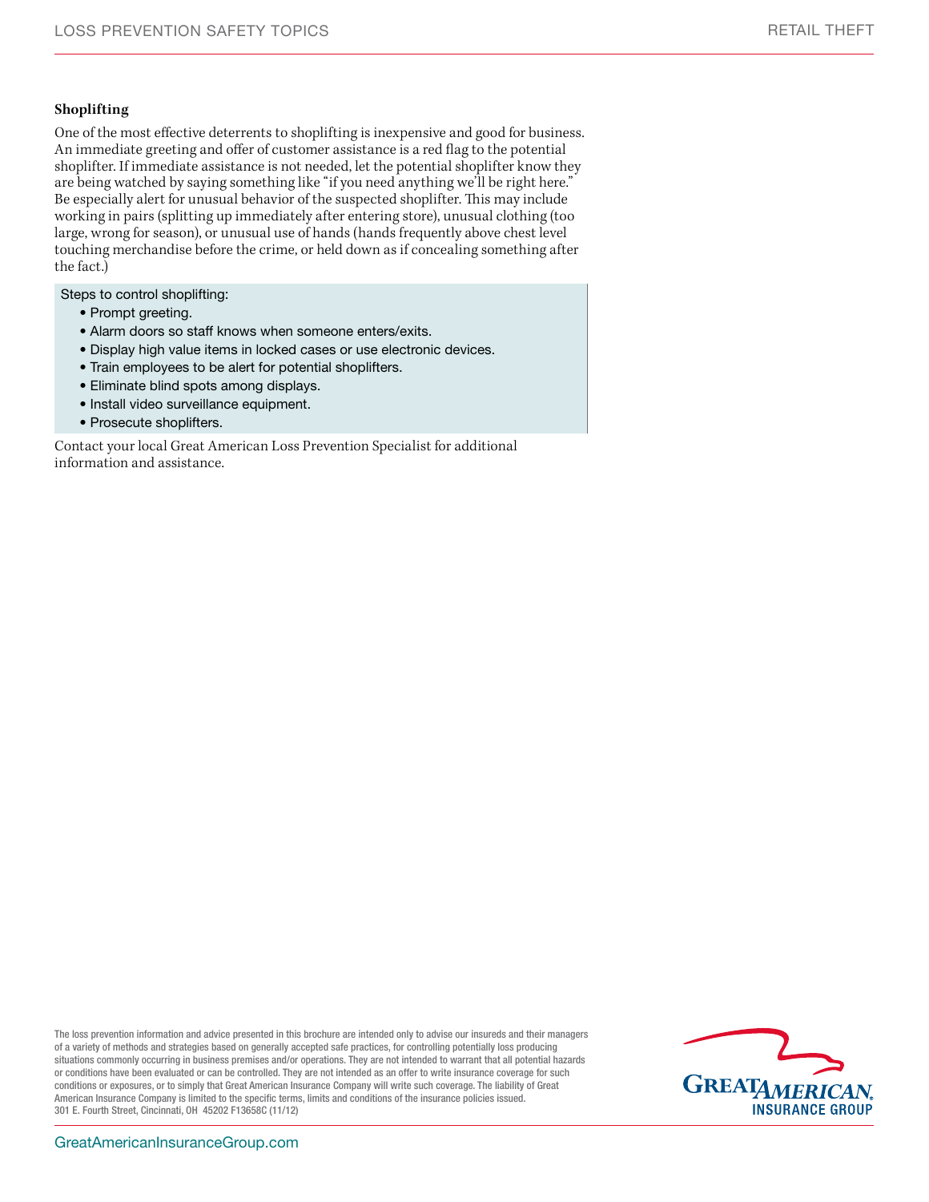### Shoplifting

One of the most effective deterrents to shoplifting is inexpensive and good for business. An immediate greeting and offer of customer assistance is a red flag to the potential shoplifter. If immediate assistance is not needed, let the potential shoplifter know they are being watched by saying something like "if you need anything we'll be right here." Be especially alert for unusual behavior of the suspected shoplifter. This may include working in pairs (splitting up immediately after entering store), unusual clothing (too large, wrong for season), or unusual use of hands (hands frequently above chest level touching merchandise before the crime, or held down as if concealing something after the fact.)

Steps to control shoplifting:

- Prompt greeting.
- Alarm doors so staff knows when someone enters/exits.
- Display high value items in locked cases or use electronic devices.
- Train employees to be alert for potential shoplifters.
- Eliminate blind spots among displays.
- Install video surveillance equipment.
- Prosecute shoplifters.

Contact your local Great American Loss Prevention Specialist for additional information and assistance.

The loss prevention information and advice presented in this brochure are intended only to advise our insureds and their managers of a variety of methods and strategies based on generally accepted safe practices, for controlling potentially loss producing situations commonly occurring in business premises and/or operations. They are not intended to warrant that all potential hazards or conditions have been evaluated or can be controlled. They are not intended as an offer to write insurance coverage for such conditions or exposures, or to simply that Great American Insurance Company will write such coverage. The liability of Great American Insurance Company is limited to the specific terms, limits and conditions of the insurance policies issued.
301 E. Fourth Street, Cincinnati, OH 45202 F13658C (11/12)

GREAT AMERICAN INSURANCE GROUP

GreatAmericanInsuranceGroup.com